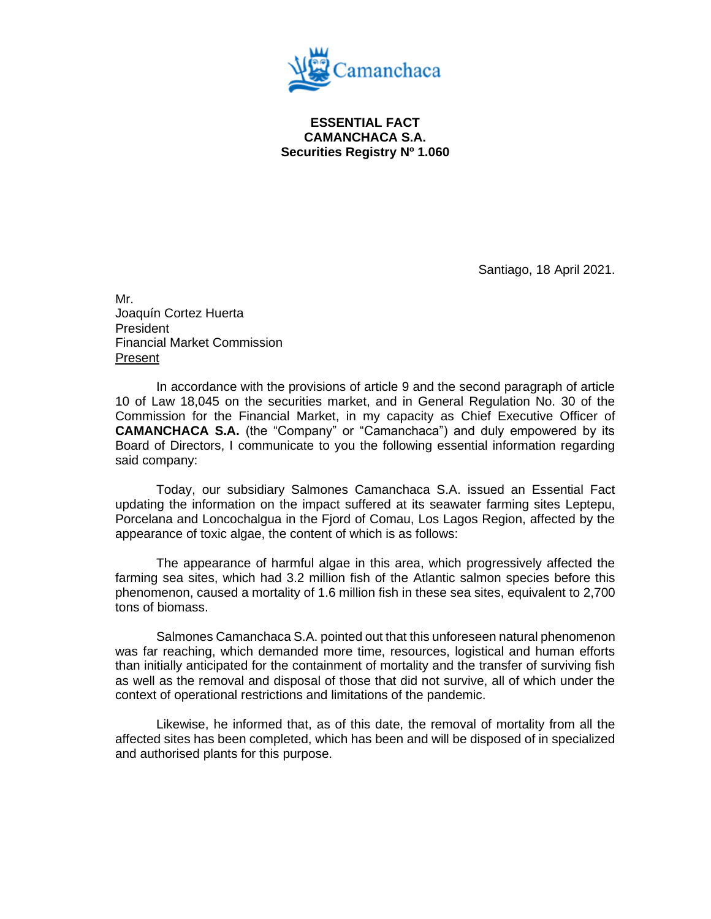**ESSENTIAL FACT**
**CAMANCHACA S.A.**
**Securities Registry Nº 1.060**

Santiago, 18 April 2021.

Mr.
Joaquín Cortez Huerta
President
Financial Market Commission
Present

In accordance with the provisions of article 9 and the second paragraph of article 10 of Law 18,045 on the securities market, and in General Regulation No. 30 of the Commission for the Financial Market, in my capacity as Chief Executive Officer of **CAMANCHACA S.A.** (the "Company" or "Camanchaca") and duly empowered by its Board of Directors, I communicate to you the following essential information regarding said company:

Today, our subsidiary Salmones Camanchaca S.A. issued an Essential Fact updating the information on the impact suffered at its seawater farming sites Leptepu, Porcelana and Loncochalgua in the Fjord of Comau, Los Lagos Region, affected by the appearance of toxic algae, the content of which is as follows:

The appearance of harmful algae in this area, which progressively affected the farming sea sites, which had 3.2 million fish of the Atlantic salmon species before this phenomenon, caused a mortality of 1.6 million fish in these sea sites, equivalent to 2,700 tons of biomass.

Salmones Camanchaca S.A. pointed out that this unforeseen natural phenomenon was far reaching, which demanded more time, resources, logistical and human efforts than initially anticipated for the containment of mortality and the transfer of surviving fish as well as the removal and disposal of those that did not survive, all of which under the context of operational restrictions and limitations of the pandemic.

Likewise, he informed that, as of this date, the removal of mortality from all the affected sites has been completed, which has been and will be disposed of in specialized and authorised plants for this purpose.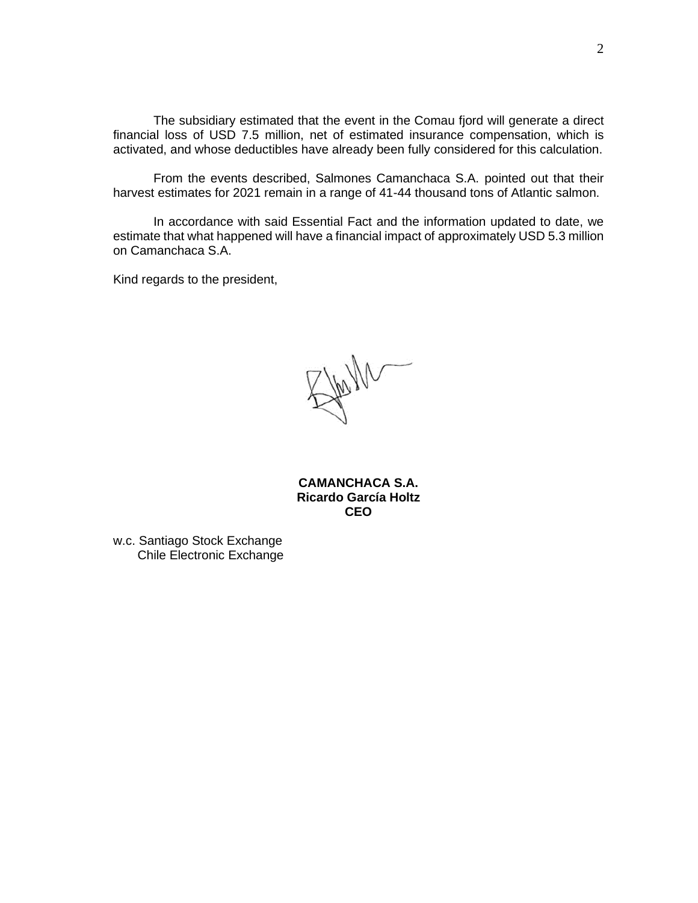The subsidiary estimated that the event in the Comau fjord will generate a direct financial loss of USD 7.5 million, net of estimated insurance compensation, which is activated, and whose deductibles have already been fully considered for this calculation.

From the events described, Salmones Camanchaca S.A. pointed out that their harvest estimates for 2021 remain in a range of 41-44 thousand tons of Atlantic salmon.

In accordance with said Essential Fact and the information updated to date, we estimate that what happened will have a financial impact of approximately USD 5.3 million on Camanchaca S.A.

Kind regards to the president,

**CAMANCHACA S.A.**
**Ricardo García Holtz**
**CEO**

w.c. Santiago Stock Exchange
Chile Electronic Exchange